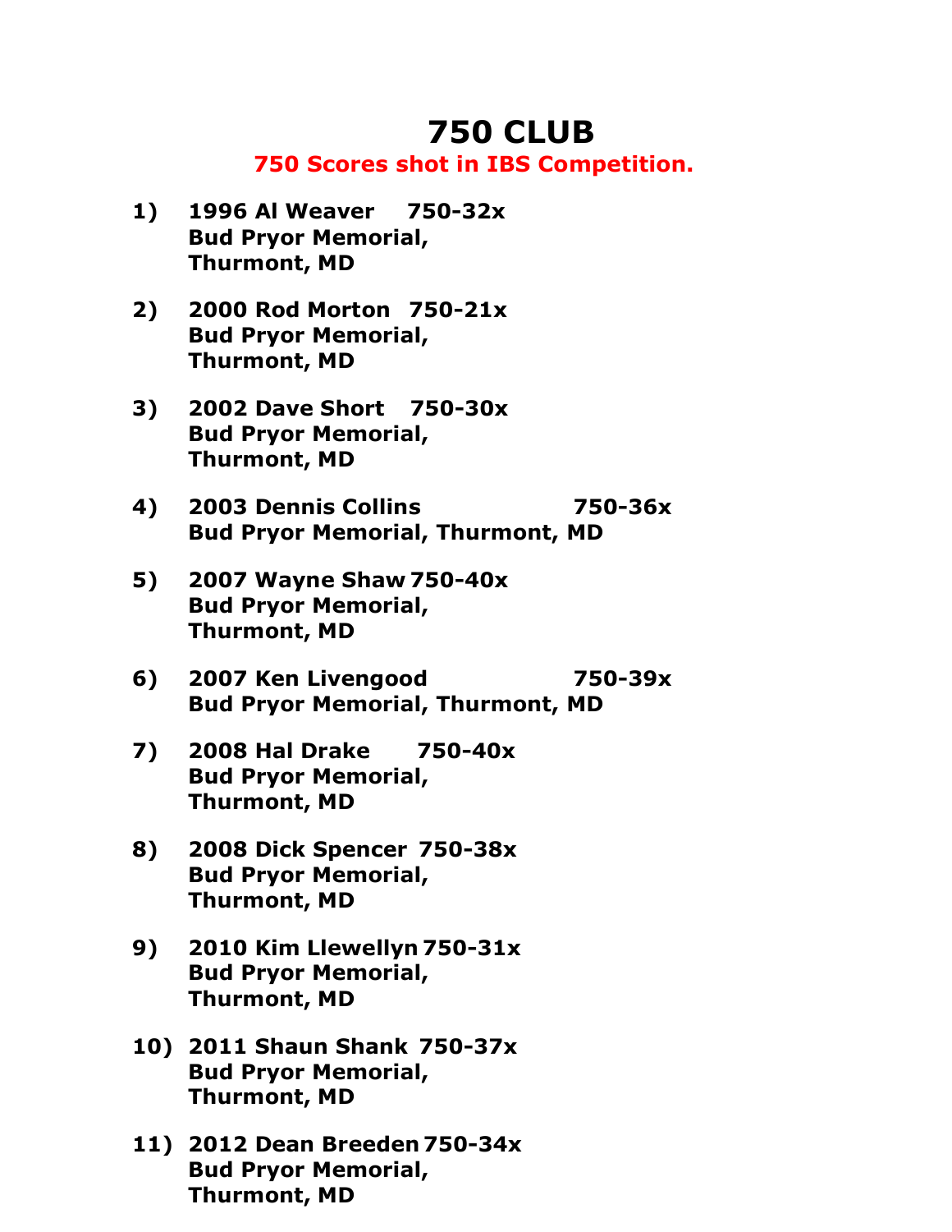# 750 CLUB

**750 Scores shot in IBS Competition.**

1) **1996 Al Weaver 750-32x**
   **Bud Pryor Memorial,**
   **Thurmont, MD**

2) **2000 Rod Morton 750-21x**
   **Bud Pryor Memorial,**
   **Thurmont, MD**

3) **2002 Dave Short 750-30x**
   **Bud Pryor Memorial,**
   **Thurmont, MD**

4) **2003 Dennis Collins 750-36x**
   **Bud Pryor Memorial, Thurmont, MD**

5) **2007 Wayne Shaw 750-40x**
   **Bud Pryor Memorial,**
   **Thurmont, MD**

6) **2007 Ken Livengood 750-39x**
   **Bud Pryor Memorial, Thurmont, MD**

7) **2008 Hal Drake 750-40x**
   **Bud Pryor Memorial,**
   **Thurmont, MD**

8) **2008 Dick Spencer 750-38x**
   **Bud Pryor Memorial,**
   **Thurmont, MD**

9) **2010 Kim Llewellyn 750-31x**
   **Bud Pryor Memorial,**
   **Thurmont, MD**

10) **2011 Shaun Shank 750-37x**
    **Bud Pryor Memorial,**
    **Thurmont, MD**

11) **2012 Dean Breeden 750-34x**
    **Bud Pryor Memorial,**
    **Thurmont, MD**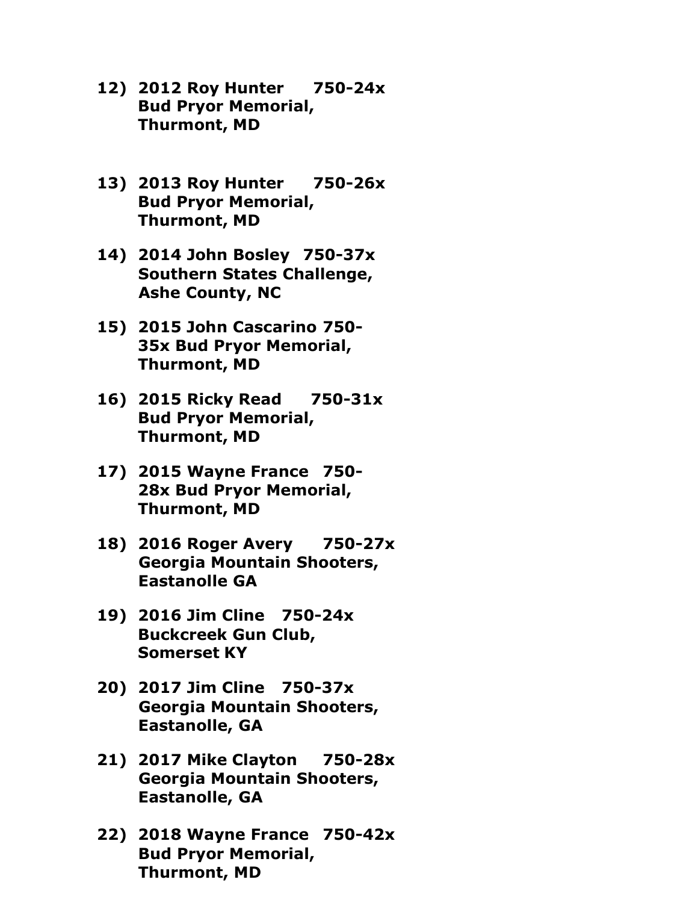**12) 2012 Roy Hunter 750-24x Bud Pryor Memorial, Thurmont, MD**

**13) 2013 Roy Hunter 750-26x Bud Pryor Memorial, Thurmont, MD**

**14) 2014 John Bosley 750-37x Southern States Challenge, Ashe County, NC**

**15) 2015 John Cascarino 750-35x Bud Pryor Memorial, Thurmont, MD**

**16) 2015 Ricky Read 750-31x Bud Pryor Memorial, Thurmont, MD**

**17) 2015 Wayne France 750-28x Bud Pryor Memorial, Thurmont, MD**

**18) 2016 Roger Avery 750-27x Georgia Mountain Shooters, Eastanolle GA**

**19) 2016 Jim Cline 750-24x Buckcreek Gun Club, Somerset KY**

**20) 2017 Jim Cline 750-37x Georgia Mountain Shooters, Eastanolle, GA**

**21) 2017 Mike Clayton 750-28x Georgia Mountain Shooters, Eastanolle, GA**

**22) 2018 Wayne France 750-42x Bud Pryor Memorial, Thurmont, MD**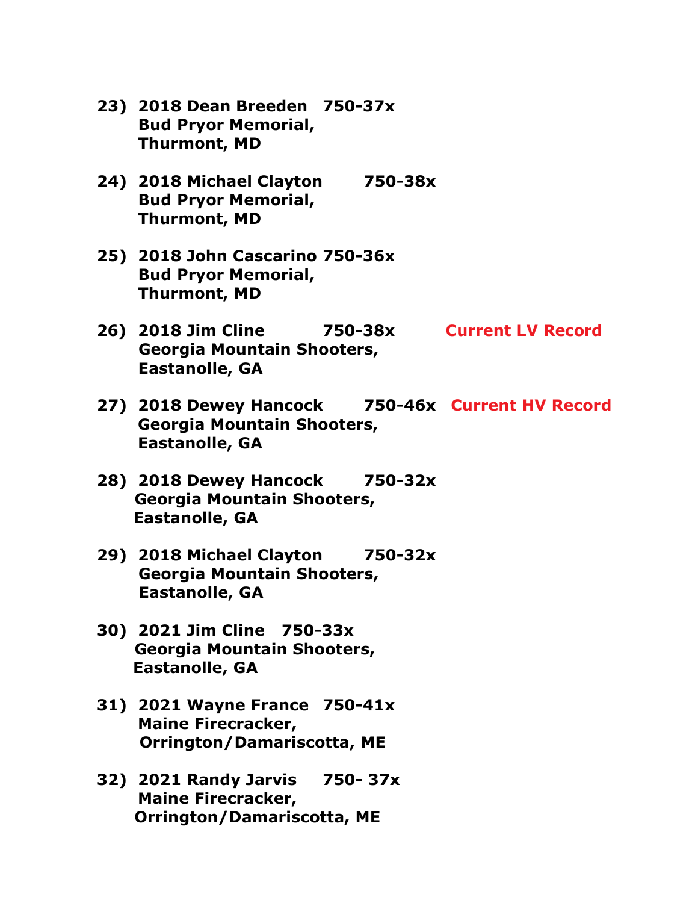23) **2018 Dean Breeden 750-37x**
**Bud Pryor Memorial,**
**Thurmont, MD**

24) **2018 Michael Clayton 750-38x**
**Bud Pryor Memorial,**
**Thurmont, MD**

25) **2018 John Cascarino 750-36x**
**Bud Pryor Memorial,**
**Thurmont, MD**

26) **2018 Jim Cline 750-38x** **Current LV Record**
**Georgia Mountain Shooters,**
**Eastanolle, GA**

27) **2018 Dewey Hancock 750-46x** **Current HV Record**
**Georgia Mountain Shooters,**
**Eastanolle, GA**

28) **2018 Dewey Hancock 750-32x**
**Georgia Mountain Shooters,**
**Eastanolle, GA**

29) **2018 Michael Clayton 750-32x**
**Georgia Mountain Shooters,**
**Eastanolle, GA**

30) **2021 Jim Cline 750-33x**
**Georgia Mountain Shooters,**
**Eastanolle, GA**

31) **2021 Wayne France 750-41x**
**Maine Firecracker,**
**Orrington/Damariscotta, ME**

32) **2021 Randy Jarvis 750- 37x**
**Maine Firecracker,**
**Orrington/Damariscotta, ME**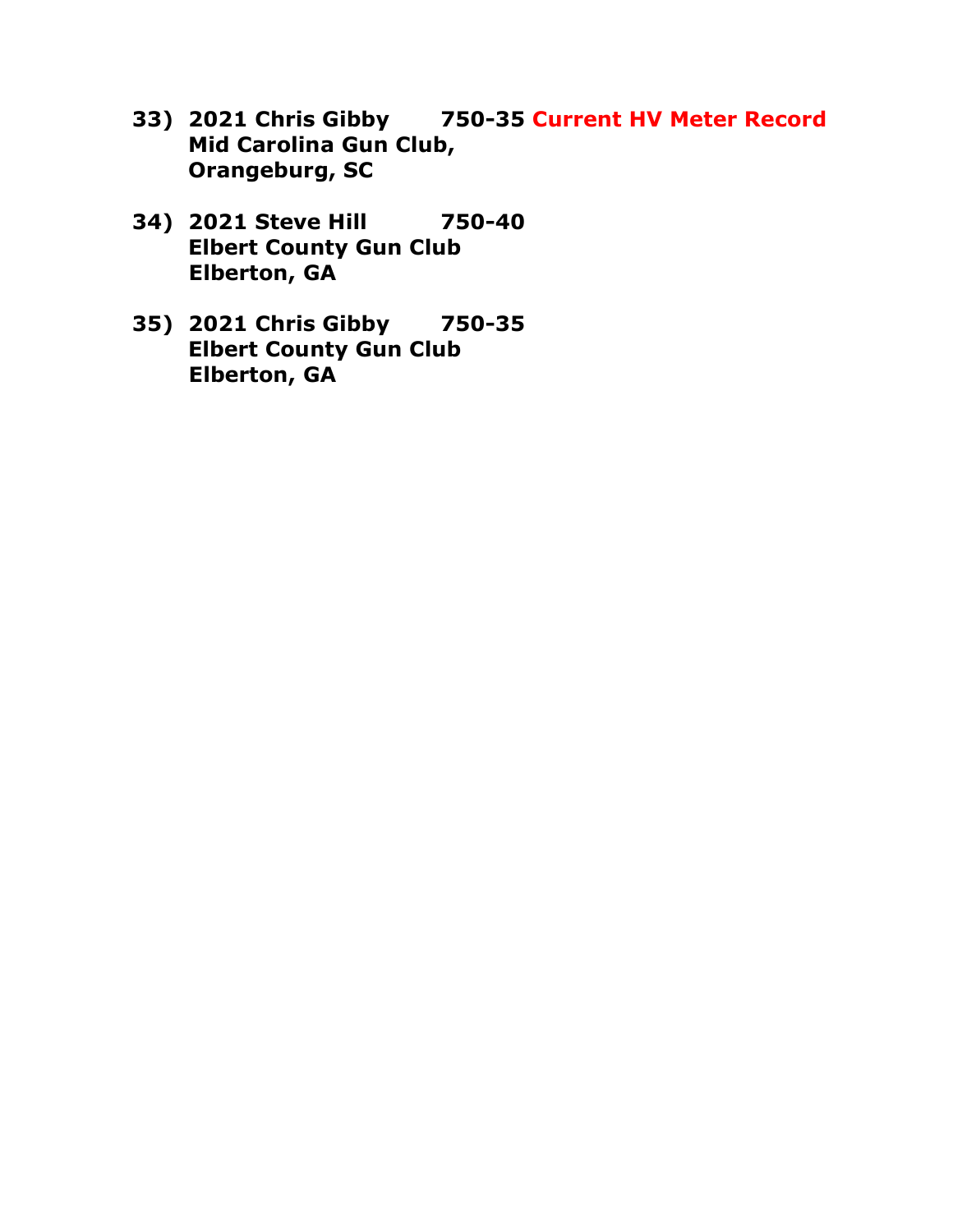**33) 2021 Chris Gibby 750-35 Current HV Meter Record**
**Mid Carolina Gun Club,**
**Orangeburg, SC**

**34) 2021 Steve Hill 750-40**
**Elbert County Gun Club**
**Elberton, GA**

**35) 2021 Chris Gibby 750-35**
**Elbert County Gun Club**
**Elberton, GA**